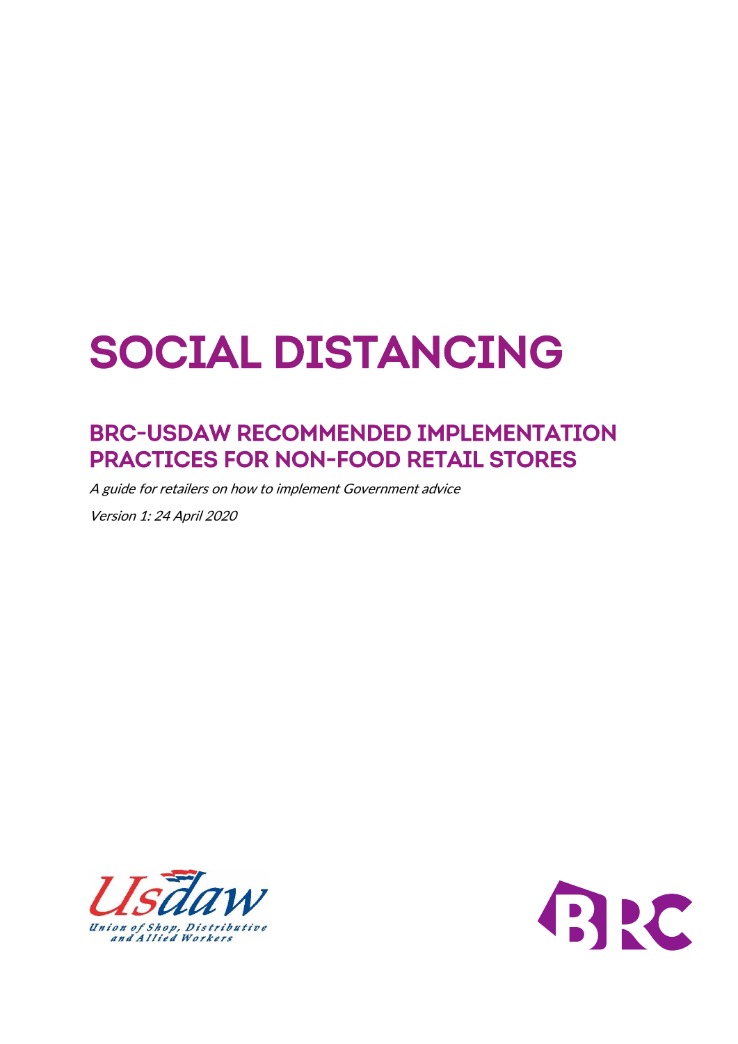# SOCIAL DISTANCING

## BRC-USDAW RECOMMENDED IMPLEMENTATION PRACTICES FOR NON-FOOD RETAIL STORES

*A guide for retailers on how to implement Government advice*

*Version 1: 24 April 2020*

Usdaw
Union of Shop, Distributive and Allied Workers

BRC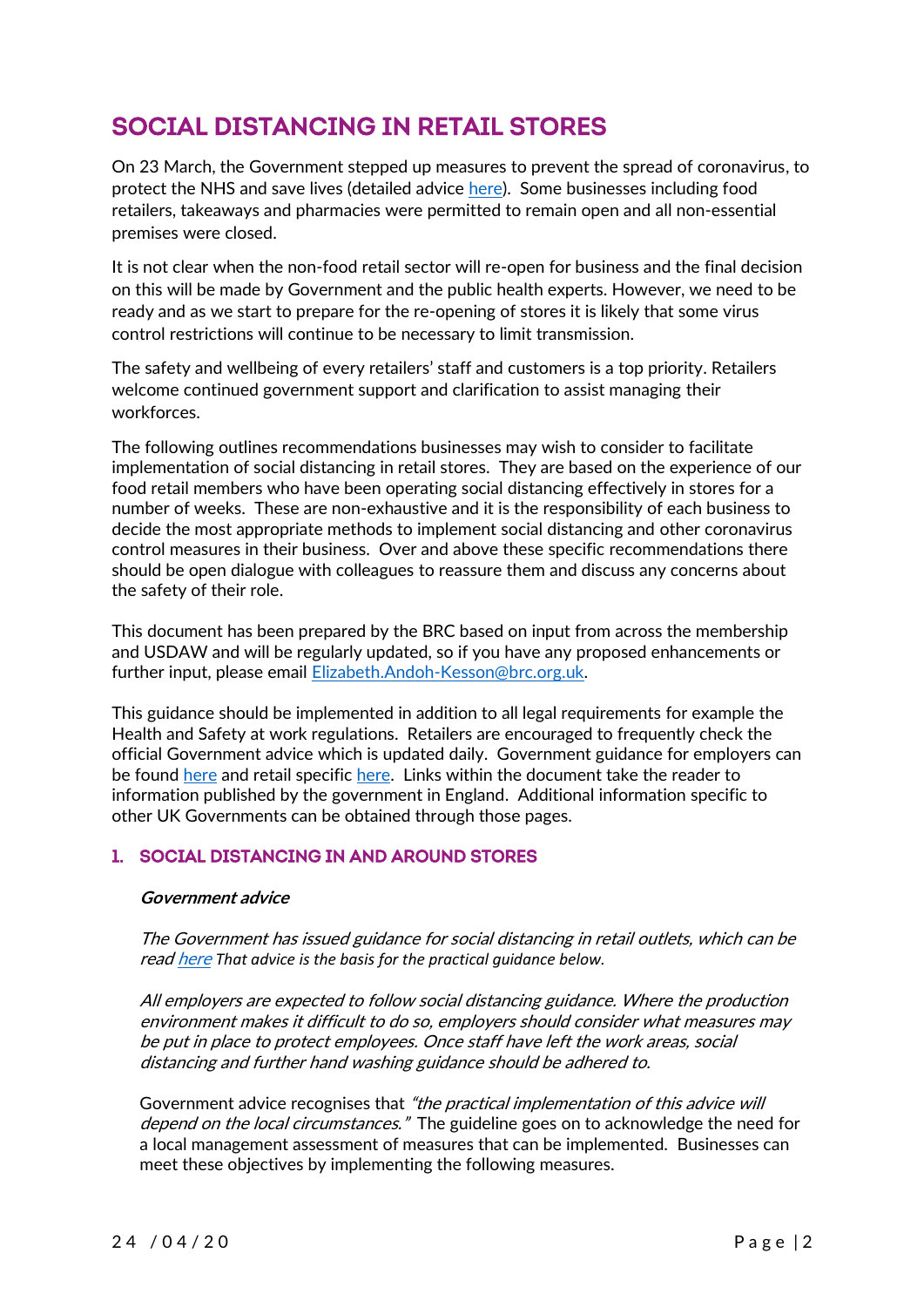# SOCIAL DISTANCING IN RETAIL STORES

On 23 March, the Government stepped up measures to prevent the spread of coronavirus, to protect the NHS and save lives (detailed advice here). Some businesses including food retailers, takeaways and pharmacies were permitted to remain open and all non-essential premises were closed.

It is not clear when the non-food retail sector will re-open for business and the final decision on this will be made by Government and the public health experts. However, we need to be ready and as we start to prepare for the re-opening of stores it is likely that some virus control restrictions will continue to be necessary to limit transmission.

The safety and wellbeing of every retailers' staff and customers is a top priority. Retailers welcome continued government support and clarification to assist managing their workforces.

The following outlines recommendations businesses may wish to consider to facilitate implementation of social distancing in retail stores. They are based on the experience of our food retail members who have been operating social distancing effectively in stores for a number of weeks. These are non-exhaustive and it is the responsibility of each business to decide the most appropriate methods to implement social distancing and other coronavirus control measures in their business. Over and above these specific recommendations there should be open dialogue with colleagues to reassure them and discuss any concerns about the safety of their role.

This document has been prepared by the BRC based on input from across the membership and USDAW and will be regularly updated, so if you have any proposed enhancements or further input, please email Elizabeth.Andoh-Kesson@brc.org.uk.

This guidance should be implemented in addition to all legal requirements for example the Health and Safety at work regulations. Retailers are encouraged to frequently check the official Government advice which is updated daily. Government guidance for employers can be found here and retail specific here. Links within the document take the reader to information published by the government in England. Additional information specific to other UK Governments can be obtained through those pages.

## 1. SOCIAL DISTANCING IN AND AROUND STORES

***Government advice***

*The Government has issued guidance for social distancing in retail outlets, which can be read here That advice is the basis for the practical guidance below.*

*All employers are expected to follow social distancing guidance. Where the production environment makes it difficult to do so, employers should consider what measures may be put in place to protect employees. Once staff have left the work areas, social distancing and further hand washing guidance should be adhered to.*

Government advice recognises that *"the practical implementation of this advice will depend on the local circumstances."* The guideline goes on to acknowledge the need for a local management assessment of measures that can be implemented. Businesses can meet these objectives by implementing the following measures.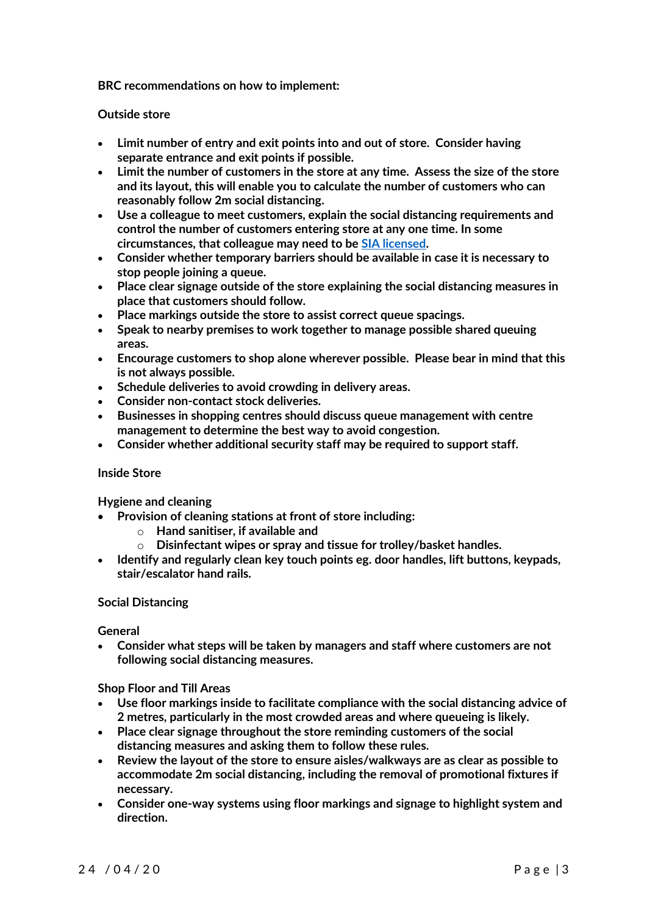**BRC recommendations on how to implement:**

**Outside store**

- **Limit number of entry and exit points into and out of store. Consider having separate entrance and exit points if possible.**
- **Limit the number of customers in the store at any time. Assess the size of the store and its layout, this will enable you to calculate the number of customers who can reasonably follow 2m social distancing.**
- **Use a colleague to meet customers, explain the social distancing requirements and control the number of customers entering store at any one time. In some circumstances, that colleague may need to be [SIA licensed].**
- **Consider whether temporary barriers should be available in case it is necessary to stop people joining a queue.**
- **Place clear signage outside of the store explaining the social distancing measures in place that customers should follow.**
- **Place markings outside the store to assist correct queue spacings.**
- **Speak to nearby premises to work together to manage possible shared queuing areas.**
- **Encourage customers to shop alone wherever possible. Please bear in mind that this is not always possible.**
- **Schedule deliveries to avoid crowding in delivery areas.**
- **Consider non-contact stock deliveries.**
- **Businesses in shopping centres should discuss queue management with centre management to determine the best way to avoid congestion.**
- **Consider whether additional security staff may be required to support staff.**

**Inside Store**

**Hygiene and cleaning**

- **Provision of cleaning stations at front of store including:**
  - **Hand sanitiser, if available and**
  - **Disinfectant wipes or spray and tissue for trolley/basket handles.**
- **Identify and regularly clean key touch points eg. door handles, lift buttons, keypads, stair/escalator hand rails.**

**Social Distancing**

**General**

- **Consider what steps will be taken by managers and staff where customers are not following social distancing measures.**

**Shop Floor and Till Areas**

- **Use floor markings inside to facilitate compliance with the social distancing advice of 2 metres, particularly in the most crowded areas and where queueing is likely.**
- **Place clear signage throughout the store reminding customers of the social distancing measures and asking them to follow these rules.**
- **Review the layout of the store to ensure aisles/walkways are as clear as possible to accommodate 2m social distancing, including the removal of promotional fixtures if necessary.**
- **Consider one-way systems using floor markings and signage to highlight system and direction.**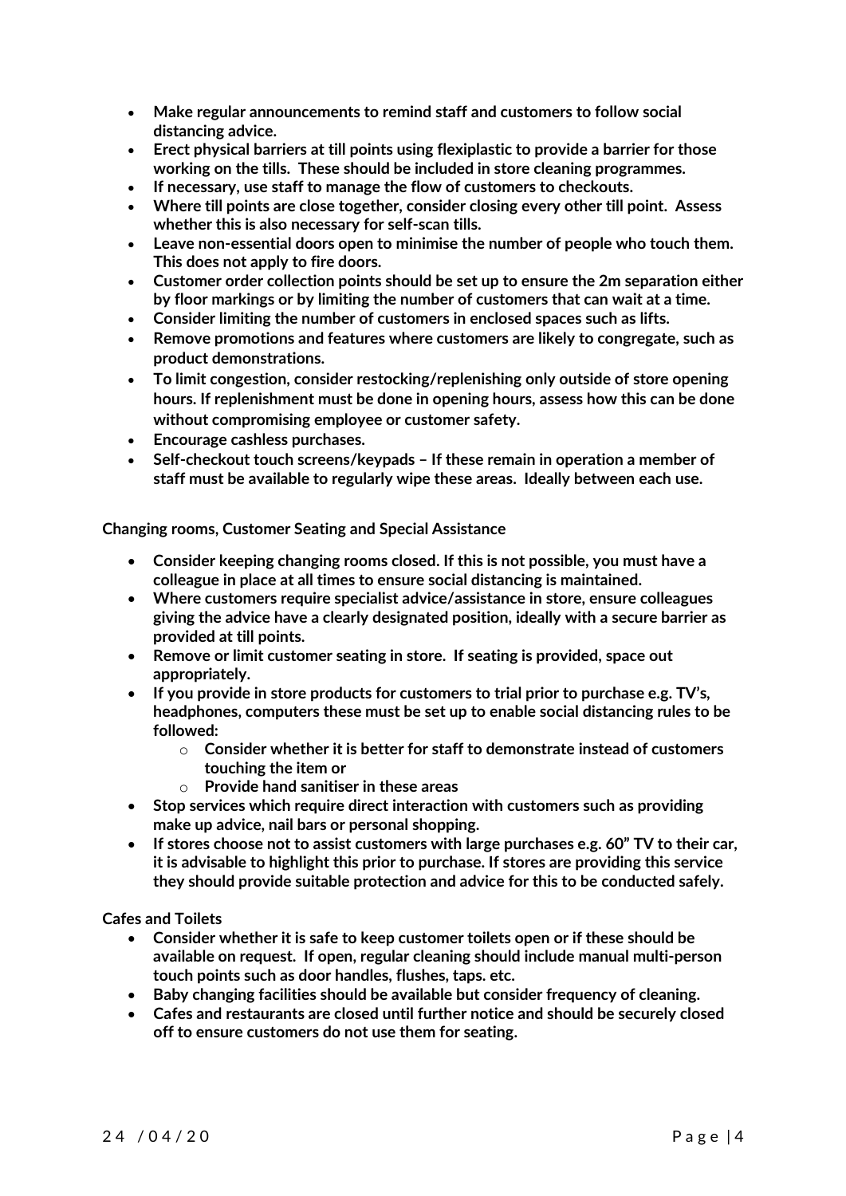- **Make regular announcements to remind staff and customers to follow social distancing advice.**
- **Erect physical barriers at till points using flexiplastic to provide a barrier for those working on the tills. These should be included in store cleaning programmes.**
- **If necessary, use staff to manage the flow of customers to checkouts.**
- **Where till points are close together, consider closing every other till point. Assess whether this is also necessary for self-scan tills.**
- **Leave non-essential doors open to minimise the number of people who touch them. This does not apply to fire doors.**
- **Customer order collection points should be set up to ensure the 2m separation either by floor markings or by limiting the number of customers that can wait at a time.**
- **Consider limiting the number of customers in enclosed spaces such as lifts.**
- **Remove promotions and features where customers are likely to congregate, such as product demonstrations.**
- **To limit congestion, consider restocking/replenishing only outside of store opening hours. If replenishment must be done in opening hours, assess how this can be done without compromising employee or customer safety.**
- **Encourage cashless purchases.**
- **Self-checkout touch screens/keypads – If these remain in operation a member of staff must be available to regularly wipe these areas. Ideally between each use.**

**Changing rooms, Customer Seating and Special Assistance**

- **Consider keeping changing rooms closed. If this is not possible, you must have a colleague in place at all times to ensure social distancing is maintained.**
- **Where customers require specialist advice/assistance in store, ensure colleagues giving the advice have a clearly designated position, ideally with a secure barrier as provided at till points.**
- **Remove or limit customer seating in store. If seating is provided, space out appropriately.**
- **If you provide in store products for customers to trial prior to purchase e.g. TV's, headphones, computers these must be set up to enable social distancing rules to be followed:**
  - **Consider whether it is better for staff to demonstrate instead of customers touching the item or**
  - **Provide hand sanitiser in these areas**
- **Stop services which require direct interaction with customers such as providing make up advice, nail bars or personal shopping.**
- **If stores choose not to assist customers with large purchases e.g. 60" TV to their car, it is advisable to highlight this prior to purchase. If stores are providing this service they should provide suitable protection and advice for this to be conducted safely.**

**Cafes and Toilets**

- **Consider whether it is safe to keep customer toilets open or if these should be available on request. If open, regular cleaning should include manual multi-person touch points such as door handles, flushes, taps. etc.**
- **Baby changing facilities should be available but consider frequency of cleaning.**
- **Cafes and restaurants are closed until further notice and should be securely closed off to ensure customers do not use them for seating.**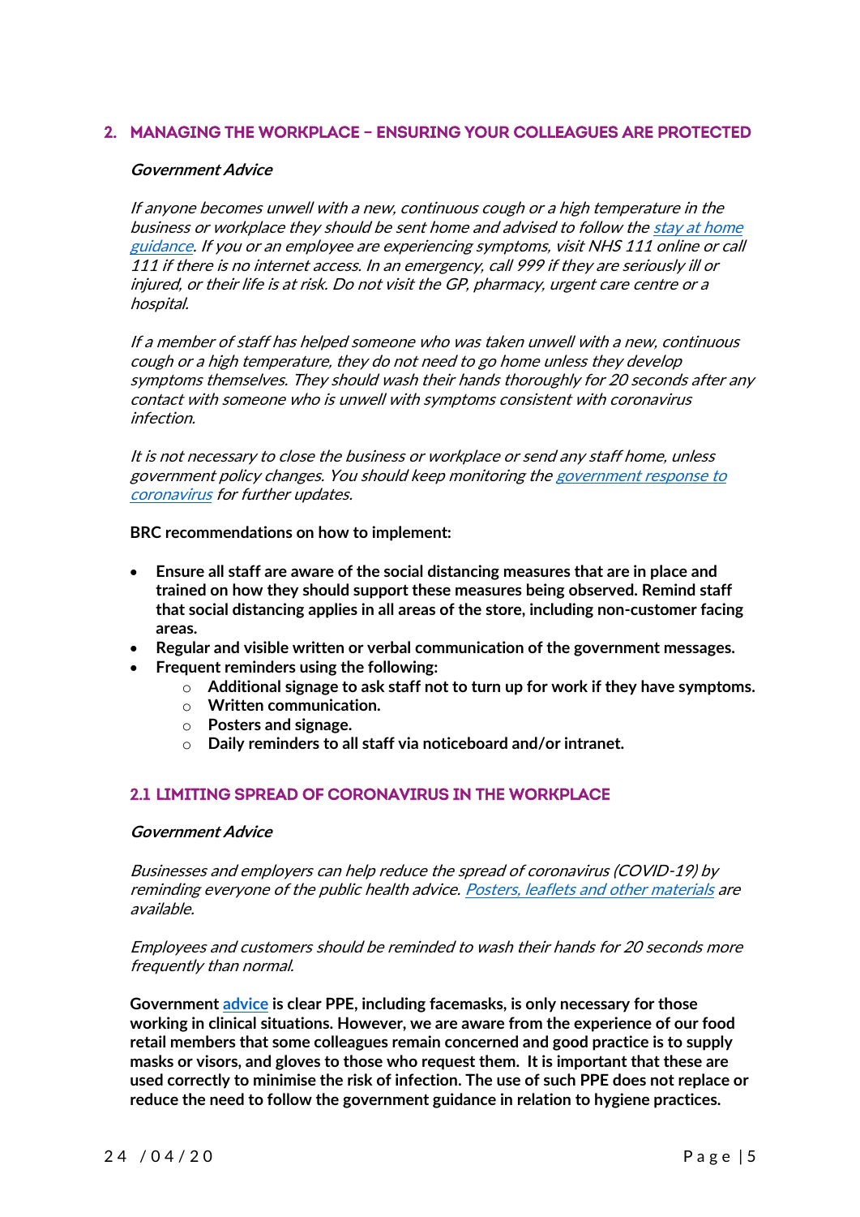## 2. MANAGING THE WORKPLACE – ENSURING YOUR COLLEAGUES ARE PROTECTED

***Government Advice***

*If anyone becomes unwell with a new, continuous cough or a high temperature in the business or workplace they should be sent home and advised to follow the stay at home guidance. If you or an employee are experiencing symptoms, visit NHS 111 online or call 111 if there is no internet access. In an emergency, call 999 if they are seriously ill or injured, or their life is at risk. Do not visit the GP, pharmacy, urgent care centre or a hospital.*

*If a member of staff has helped someone who was taken unwell with a new, continuous cough or a high temperature, they do not need to go home unless they develop symptoms themselves. They should wash their hands thoroughly for 20 seconds after any contact with someone who is unwell with symptoms consistent with coronavirus infection.*

*It is not necessary to close the business or workplace or send any staff home, unless government policy changes. You should keep monitoring the government response to coronavirus for further updates.*

**BRC recommendations on how to implement:**

- **Ensure all staff are aware of the social distancing measures that are in place and trained on how they should support these measures being observed. Remind staff that social distancing applies in all areas of the store, including non-customer facing areas.**
- **Regular and visible written or verbal communication of the government messages.**
- **Frequent reminders using the following:**
  - **Additional signage to ask staff not to turn up for work if they have symptoms.**
  - **Written communication.**
  - **Posters and signage.**
  - **Daily reminders to all staff via noticeboard and/or intranet.**

### 2.1 LIMITING SPREAD OF CORONAVIRUS IN THE WORKPLACE

***Government Advice***

*Businesses and employers can help reduce the spread of coronavirus (COVID-19) by reminding everyone of the public health advice. Posters, leaflets and other materials are available.*

*Employees and customers should be reminded to wash their hands for 20 seconds more frequently than normal.*

**Government advice is clear PPE, including facemasks, is only necessary for those working in clinical situations. However, we are aware from the experience of our food retail members that some colleagues remain concerned and good practice is to supply masks or visors, and gloves to those who request them. It is important that these are used correctly to minimise the risk of infection. The use of such PPE does not replace or reduce the need to follow the government guidance in relation to hygiene practices.**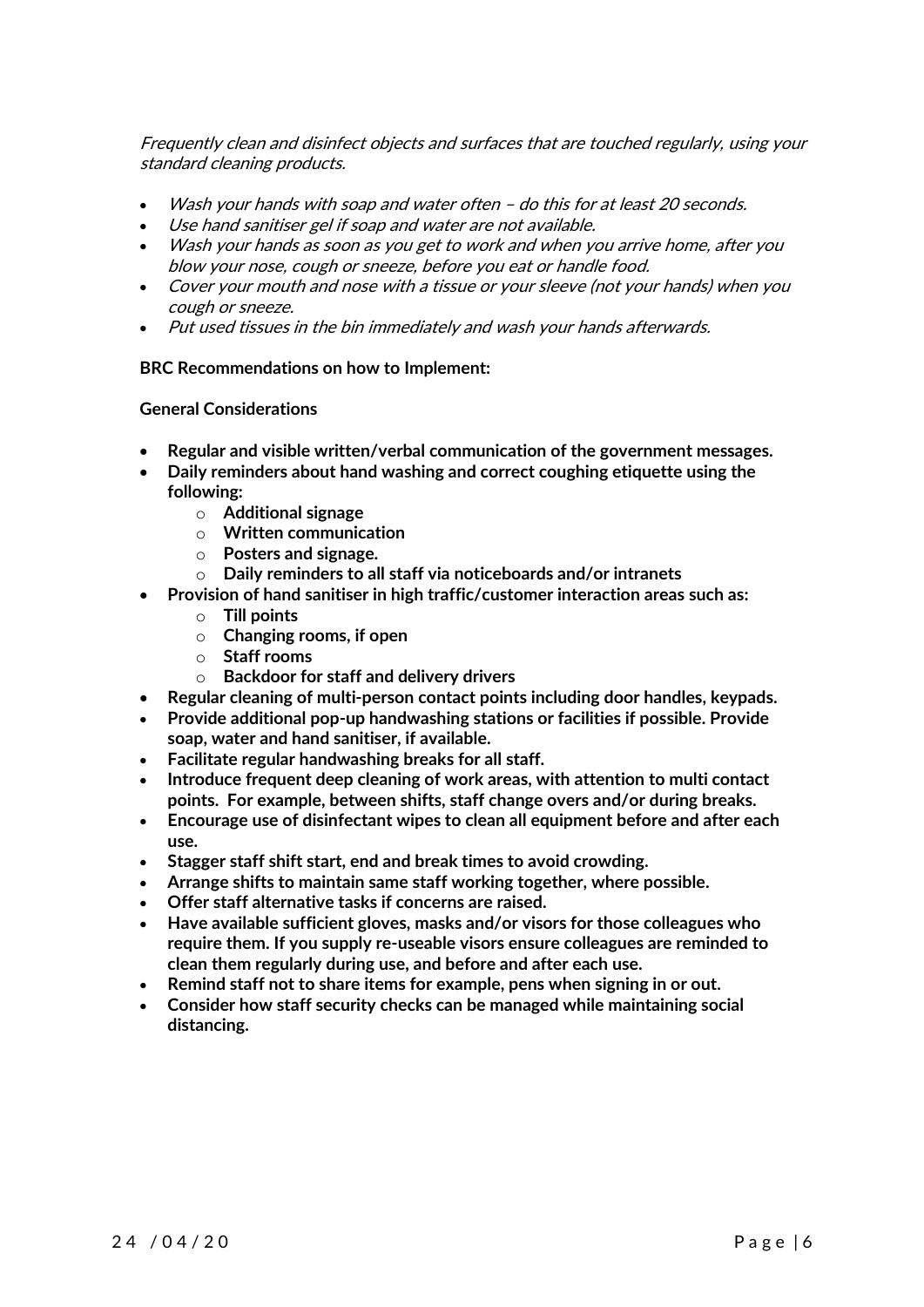*Frequently clean and disinfect objects and surfaces that are touched regularly, using your standard cleaning products.*

- *Wash your hands with soap and water often – do this for at least 20 seconds.*
- *Use hand sanitiser gel if soap and water are not available.*
- *Wash your hands as soon as you get to work and when you arrive home, after you blow your nose, cough or sneeze, before you eat or handle food.*
- *Cover your mouth and nose with a tissue or your sleeve (not your hands) when you cough or sneeze.*
- *Put used tissues in the bin immediately and wash your hands afterwards.*

**BRC Recommendations on how to Implement:**

**General Considerations**

- **Regular and visible written/verbal communication of the government messages.**
- **Daily reminders about hand washing and correct coughing etiquette using the following:**
  - **Additional signage**
  - **Written communication**
  - **Posters and signage.**
  - **Daily reminders to all staff via noticeboards and/or intranets**
- **Provision of hand sanitiser in high traffic/customer interaction areas such as:**
  - **Till points**
  - **Changing rooms, if open**
  - **Staff rooms**
  - **Backdoor for staff and delivery drivers**
- **Regular cleaning of multi-person contact points including door handles, keypads.**
- **Provide additional pop-up handwashing stations or facilities if possible. Provide soap, water and hand sanitiser, if available.**
- **Facilitate regular handwashing breaks for all staff.**
- **Introduce frequent deep cleaning of work areas, with attention to multi contact points. For example, between shifts, staff change overs and/or during breaks.**
- **Encourage use of disinfectant wipes to clean all equipment before and after each use.**
- **Stagger staff shift start, end and break times to avoid crowding.**
- **Arrange shifts to maintain same staff working together, where possible.**
- **Offer staff alternative tasks if concerns are raised.**
- **Have available sufficient gloves, masks and/or visors for those colleagues who require them. If you supply re-useable visors ensure colleagues are reminded to clean them regularly during use, and before and after each use.**
- **Remind staff not to share items for example, pens when signing in or out.**
- **Consider how staff security checks can be managed while maintaining social distancing.**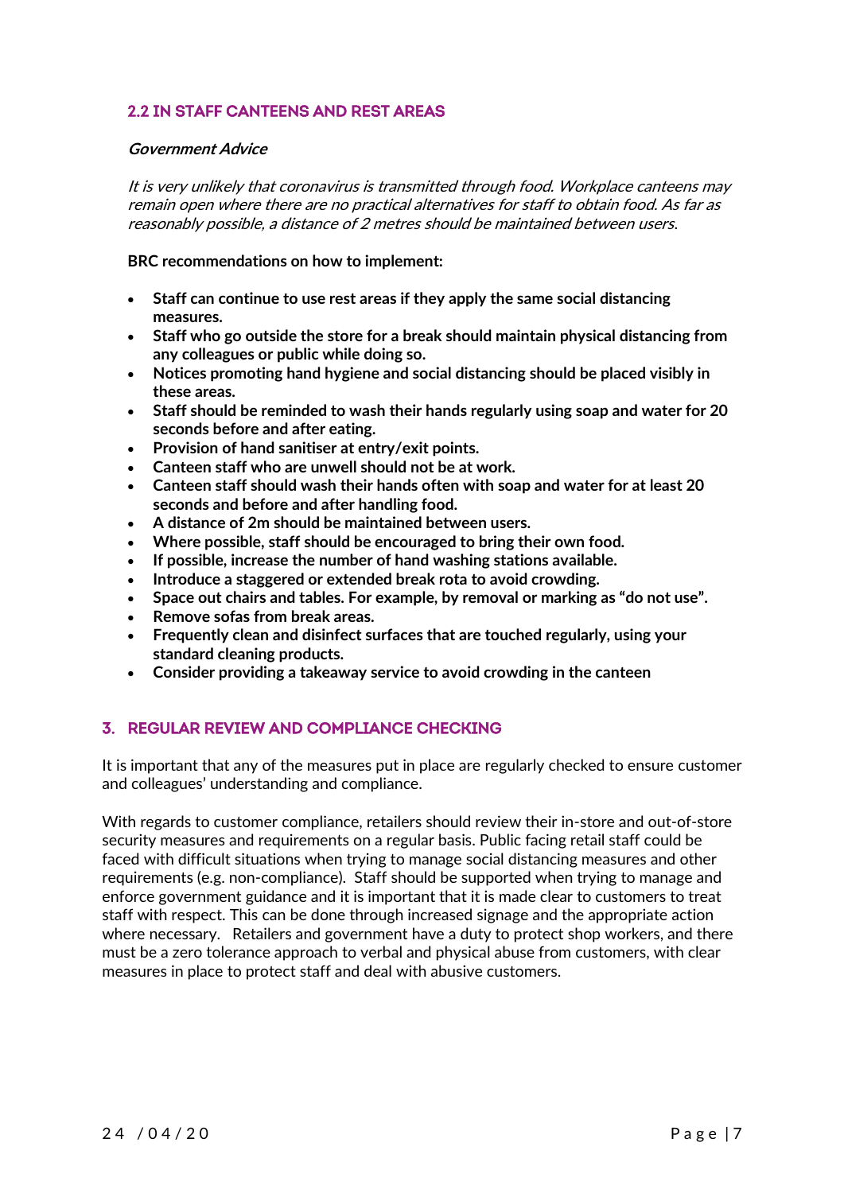### 2.2 IN STAFF CANTEENS AND REST AREAS

***Government Advice***

*It is very unlikely that coronavirus is transmitted through food. Workplace canteens may remain open where there are no practical alternatives for staff to obtain food. As far as reasonably possible, a distance of 2 metres should be maintained between users.*

**BRC recommendations on how to implement:**

- **Staff can continue to use rest areas if they apply the same social distancing measures.**
- **Staff who go outside the store for a break should maintain physical distancing from any colleagues or public while doing so.**
- **Notices promoting hand hygiene and social distancing should be placed visibly in these areas.**
- **Staff should be reminded to wash their hands regularly using soap and water for 20 seconds before and after eating.**
- **Provision of hand sanitiser at entry/exit points.**
- **Canteen staff who are unwell should not be at work.**
- **Canteen staff should wash their hands often with soap and water for at least 20 seconds and before and after handling food.**
- **A distance of 2m should be maintained between users.**
- **Where possible, staff should be encouraged to bring their own food.**
- **If possible, increase the number of hand washing stations available.**
- **Introduce a staggered or extended break rota to avoid crowding.**
- **Space out chairs and tables. For example, by removal or marking as "do not use".**
- **Remove sofas from break areas.**
- **Frequently clean and disinfect surfaces that are touched regularly, using your standard cleaning products.**
- **Consider providing a takeaway service to avoid crowding in the canteen**

## 3. REGULAR REVIEW AND COMPLIANCE CHECKING

It is important that any of the measures put in place are regularly checked to ensure customer and colleagues' understanding and compliance.

With regards to customer compliance, retailers should review their in-store and out-of-store security measures and requirements on a regular basis. Public facing retail staff could be faced with difficult situations when trying to manage social distancing measures and other requirements (e.g. non-compliance). Staff should be supported when trying to manage and enforce government guidance and it is important that it is made clear to customers to treat staff with respect. This can be done through increased signage and the appropriate action where necessary. Retailers and government have a duty to protect shop workers, and there must be a zero tolerance approach to verbal and physical abuse from customers, with clear measures in place to protect staff and deal with abusive customers.